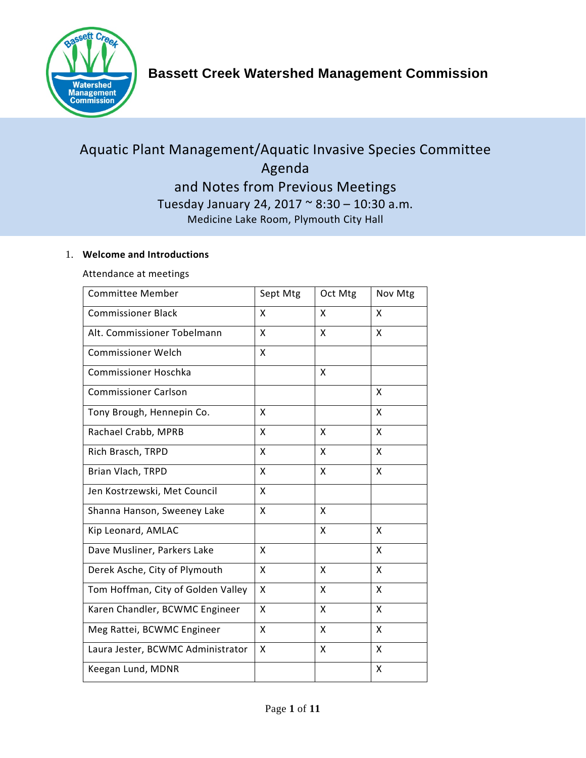# Bassett Creek Watershed Management Commission

## Aquatic Plant Management/Aquatic Invasive Species Committee Agenda and Notes from Previous Meetings

Tuesday January 24, 2017 ~ 8:30 – 10:30 a.m.

Medicine Lake Room, Plymouth City Hall

1. **Welcome and Introductions**

Attendance at meetings

| Committee Member | Sept Mtg | Oct Mtg | Nov Mtg |
|---|---|---|---|
| Commissioner Black | X | X | X |
| Alt. Commissioner Tobelmann | X | X | X |
| Commissioner Welch | X | | |
| Commissioner Hoschka | | X | |
| Commissioner Carlson | | | X |
| Tony Brough, Hennepin Co. | X | | X |
| Rachael Crabb, MPRB | X | X | X |
| Rich Brasch, TRPD | X | X | X |
| Brian Vlach, TRPD | X | X | X |
| Jen Kostrzewski, Met Council | X | | |
| Shanna Hanson, Sweeney Lake | X | X | |
| Kip Leonard, AMLAC | | X | X |
| Dave Musliner, Parkers Lake | X | | X |
| Derek Asche, City of Plymouth | X | X | X |
| Tom Hoffman, City of Golden Valley | X | X | X |
| Karen Chandler, BCWMC Engineer | X | X | X |
| Meg Rattei, BCWMC Engineer | X | X | X |
| Laura Jester, BCWMC Administrator | X | X | X |
| Keegan Lund, MDNR | | | X |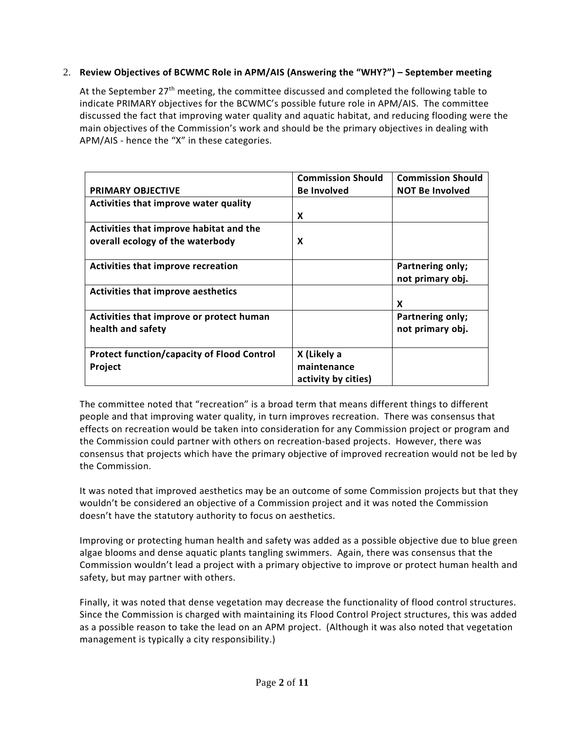2. **Review Objectives of BCWMC Role in APM/AIS (Answering the "WHY?") – September meeting**

At the September 27th meeting, the committee discussed and completed the following table to indicate PRIMARY objectives for the BCWMC's possible future role in APM/AIS. The committee discussed the fact that improving water quality and aquatic habitat, and reducing flooding were the main objectives of the Commission's work and should be the primary objectives in dealing with APM/AIS - hence the "X" in these categories.

| **PRIMARY OBJECTIVE** | **Commission Should Be Involved** | **Commission Should NOT Be Involved** |
|---|---|---|
| **Activities that improve water quality** | **X** | |
| **Activities that improve habitat and the overall ecology of the waterbody** | **X** | |
| **Activities that improve recreation** | | **Partnering only; not primary obj.** |
| **Activities that improve aesthetics** | | **X** |
| **Activities that improve or protect human health and safety** | | **Partnering only; not primary obj.** |
| **Protect function/capacity of Flood Control Project** | **X (Likely a maintenance activity by cities)** | |

The committee noted that "recreation" is a broad term that means different things to different people and that improving water quality, in turn improves recreation. There was consensus that effects on recreation would be taken into consideration for any Commission project or program and the Commission could partner with others on recreation-based projects. However, there was consensus that projects which have the primary objective of improved recreation would not be led by the Commission.

It was noted that improved aesthetics may be an outcome of some Commission projects but that they wouldn't be considered an objective of a Commission project and it was noted the Commission doesn't have the statutory authority to focus on aesthetics.

Improving or protecting human health and safety was added as a possible objective due to blue green algae blooms and dense aquatic plants tangling swimmers. Again, there was consensus that the Commission wouldn't lead a project with a primary objective to improve or protect human health and safety, but may partner with others.

Finally, it was noted that dense vegetation may decrease the functionality of flood control structures. Since the Commission is charged with maintaining its Flood Control Project structures, this was added as a possible reason to take the lead on an APM project. (Although it was also noted that vegetation management is typically a city responsibility.)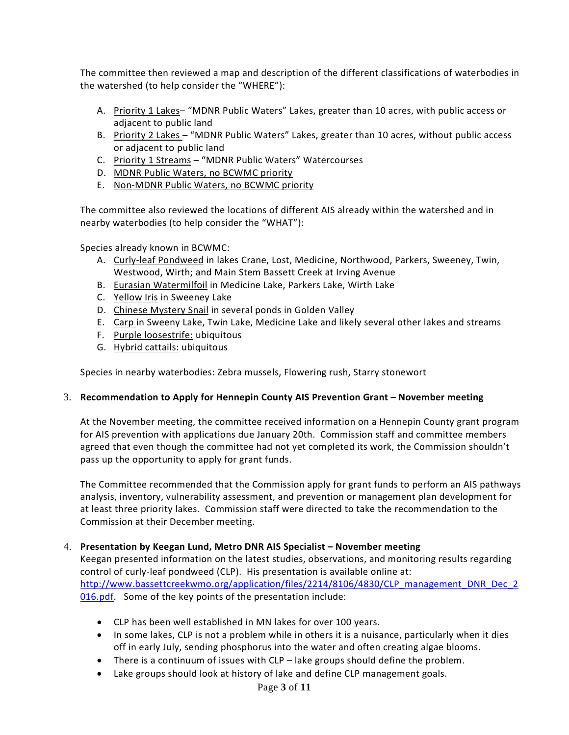The committee then reviewed a map and description of the different classifications of waterbodies in the watershed (to help consider the "WHERE"):

A. Priority 1 Lakes– "MDNR Public Waters" Lakes, greater than 10 acres, with public access or adjacent to public land
B. Priority 2 Lakes – "MDNR Public Waters" Lakes, greater than 10 acres, without public access or adjacent to public land
C. Priority 1 Streams – "MDNR Public Waters" Watercourses
D. MDNR Public Waters, no BCWMC priority
E. Non-MDNR Public Waters, no BCWMC priority

The committee also reviewed the locations of different AIS already within the watershed and in nearby waterbodies (to help consider the "WHAT"):

Species already known in BCWMC:

A. Curly-leaf Pondweed in lakes Crane, Lost, Medicine, Northwood, Parkers, Sweeney, Twin, Westwood, Wirth; and Main Stem Bassett Creek at Irving Avenue
B. Eurasian Watermilfoil in Medicine Lake, Parkers Lake, Wirth Lake
C. Yellow Iris in Sweeney Lake
D. Chinese Mystery Snail in several ponds in Golden Valley
E. Carp in Sweeny Lake, Twin Lake, Medicine Lake and likely several other lakes and streams
F. Purple loosestrife: ubiquitous
G. Hybrid cattails: ubiquitous

Species in nearby waterbodies: Zebra mussels, Flowering rush, Starry stonewort

3. **Recommendation to Apply for Hennepin County AIS Prevention Grant – November meeting**

At the November meeting, the committee received information on a Hennepin County grant program for AIS prevention with applications due January 20th. Commission staff and committee members agreed that even though the committee had not yet completed its work, the Commission shouldn't pass up the opportunity to apply for grant funds.

The Committee recommended that the Commission apply for grant funds to perform an AIS pathways analysis, inventory, vulnerability assessment, and prevention or management plan development for at least three priority lakes. Commission staff were directed to take the recommendation to the Commission at their December meeting.

4. **Presentation by Keegan Lund, Metro DNR AIS Specialist – November meeting**

Keegan presented information on the latest studies, observations, and monitoring results regarding control of curly-leaf pondweed (CLP). His presentation is available online at: http://www.bassettcreekwmo.org/application/files/2214/8106/4830/CLP_management_DNR_Dec_2016.pdf. Some of the key points of the presentation include:

- CLP has been well established in MN lakes for over 100 years.
- In some lakes, CLP is not a problem while in others it is a nuisance, particularly when it dies off in early July, sending phosphorus into the water and often creating algae blooms.
- There is a continuum of issues with CLP – lake groups should define the problem.
- Lake groups should look at history of lake and define CLP management goals.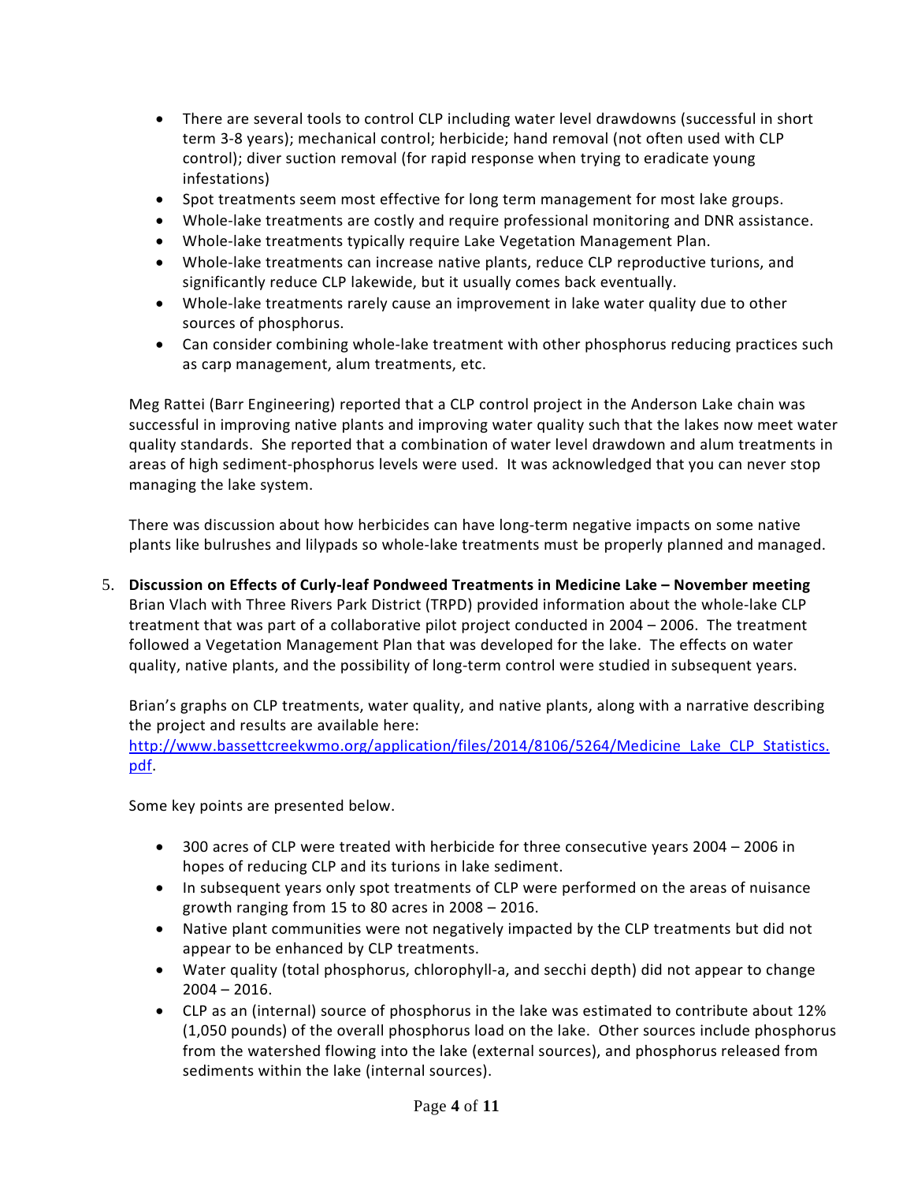- There are several tools to control CLP including water level drawdowns (successful in short term 3-8 years); mechanical control; herbicide; hand removal (not often used with CLP control); diver suction removal (for rapid response when trying to eradicate young infestations)
- Spot treatments seem most effective for long term management for most lake groups.
- Whole-lake treatments are costly and require professional monitoring and DNR assistance.
- Whole-lake treatments typically require Lake Vegetation Management Plan.
- Whole-lake treatments can increase native plants, reduce CLP reproductive turions, and significantly reduce CLP lakewide, but it usually comes back eventually.
- Whole-lake treatments rarely cause an improvement in lake water quality due to other sources of phosphorus.
- Can consider combining whole-lake treatment with other phosphorus reducing practices such as carp management, alum treatments, etc.

Meg Rattei (Barr Engineering) reported that a CLP control project in the Anderson Lake chain was successful in improving native plants and improving water quality such that the lakes now meet water quality standards. She reported that a combination of water level drawdown and alum treatments in areas of high sediment-phosphorus levels were used. It was acknowledged that you can never stop managing the lake system.

There was discussion about how herbicides can have long-term negative impacts on some native plants like bulrushes and lilypads so whole-lake treatments must be properly planned and managed.

5. **Discussion on Effects of Curly-leaf Pondweed Treatments in Medicine Lake – November meeting**
   Brian Vlach with Three Rivers Park District (TRPD) provided information about the whole-lake CLP treatment that was part of a collaborative pilot project conducted in 2004 – 2006. The treatment followed a Vegetation Management Plan that was developed for the lake. The effects on water quality, native plants, and the possibility of long-term control were studied in subsequent years.

   Brian's graphs on CLP treatments, water quality, and native plants, along with a narrative describing the project and results are available here: [http://www.bassettcreekwmo.org/application/files/2014/8106/5264/Medicine_Lake_CLP_Statistics.pdf](http://www.bassettcreekwmo.org/application/files/2014/8106/5264/Medicine_Lake_CLP_Statistics.pdf).

   Some key points are presented below.

   - 300 acres of CLP were treated with herbicide for three consecutive years 2004 – 2006 in hopes of reducing CLP and its turions in lake sediment.
   - In subsequent years only spot treatments of CLP were performed on the areas of nuisance growth ranging from 15 to 80 acres in 2008 – 2016.
   - Native plant communities were not negatively impacted by the CLP treatments but did not appear to be enhanced by CLP treatments.
   - Water quality (total phosphorus, chlorophyll-a, and secchi depth) did not appear to change 2004 – 2016.
   - CLP as an (internal) source of phosphorus in the lake was estimated to contribute about 12% (1,050 pounds) of the overall phosphorus load on the lake. Other sources include phosphorus from the watershed flowing into the lake (external sources), and phosphorus released from sediments within the lake (internal sources).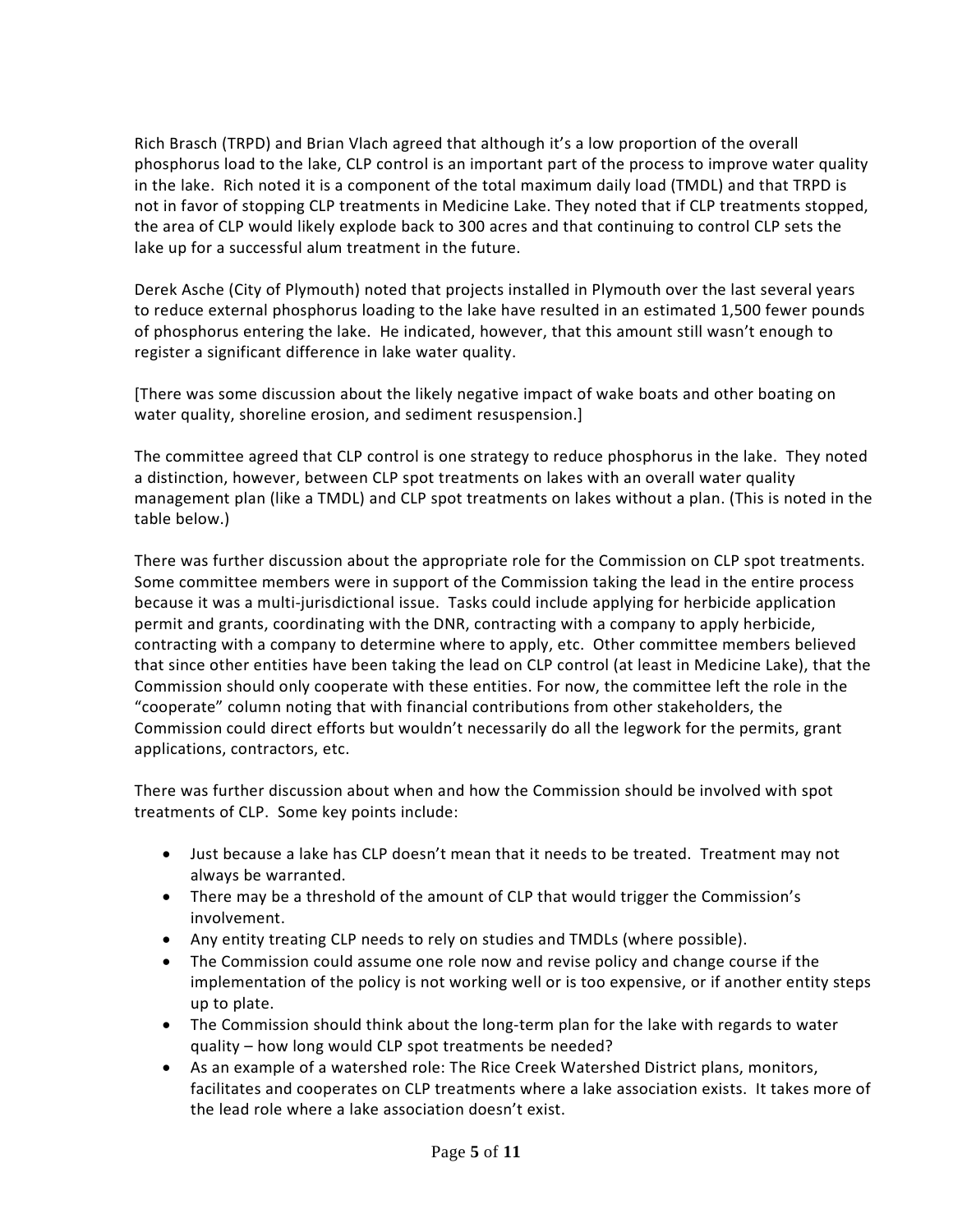Rich Brasch (TRPD) and Brian Vlach agreed that although it's a low proportion of the overall phosphorus load to the lake, CLP control is an important part of the process to improve water quality in the lake. Rich noted it is a component of the total maximum daily load (TMDL) and that TRPD is not in favor of stopping CLP treatments in Medicine Lake. They noted that if CLP treatments stopped, the area of CLP would likely explode back to 300 acres and that continuing to control CLP sets the lake up for a successful alum treatment in the future.

Derek Asche (City of Plymouth) noted that projects installed in Plymouth over the last several years to reduce external phosphorus loading to the lake have resulted in an estimated 1,500 fewer pounds of phosphorus entering the lake. He indicated, however, that this amount still wasn't enough to register a significant difference in lake water quality.

[There was some discussion about the likely negative impact of wake boats and other boating on water quality, shoreline erosion, and sediment resuspension.]

The committee agreed that CLP control is one strategy to reduce phosphorus in the lake. They noted a distinction, however, between CLP spot treatments on lakes with an overall water quality management plan (like a TMDL) and CLP spot treatments on lakes without a plan. (This is noted in the table below.)

There was further discussion about the appropriate role for the Commission on CLP spot treatments. Some committee members were in support of the Commission taking the lead in the entire process because it was a multi-jurisdictional issue. Tasks could include applying for herbicide application permit and grants, coordinating with the DNR, contracting with a company to apply herbicide, contracting with a company to determine where to apply, etc. Other committee members believed that since other entities have been taking the lead on CLP control (at least in Medicine Lake), that the Commission should only cooperate with these entities. For now, the committee left the role in the "cooperate" column noting that with financial contributions from other stakeholders, the Commission could direct efforts but wouldn't necessarily do all the legwork for the permits, grant applications, contractors, etc.

There was further discussion about when and how the Commission should be involved with spot treatments of CLP. Some key points include:

- Just because a lake has CLP doesn't mean that it needs to be treated. Treatment may not always be warranted.
- There may be a threshold of the amount of CLP that would trigger the Commission's involvement.
- Any entity treating CLP needs to rely on studies and TMDLs (where possible).
- The Commission could assume one role now and revise policy and change course if the implementation of the policy is not working well or is too expensive, or if another entity steps up to plate.
- The Commission should think about the long-term plan for the lake with regards to water quality – how long would CLP spot treatments be needed?
- As an example of a watershed role: The Rice Creek Watershed District plans, monitors, facilitates and cooperates on CLP treatments where a lake association exists. It takes more of the lead role where a lake association doesn't exist.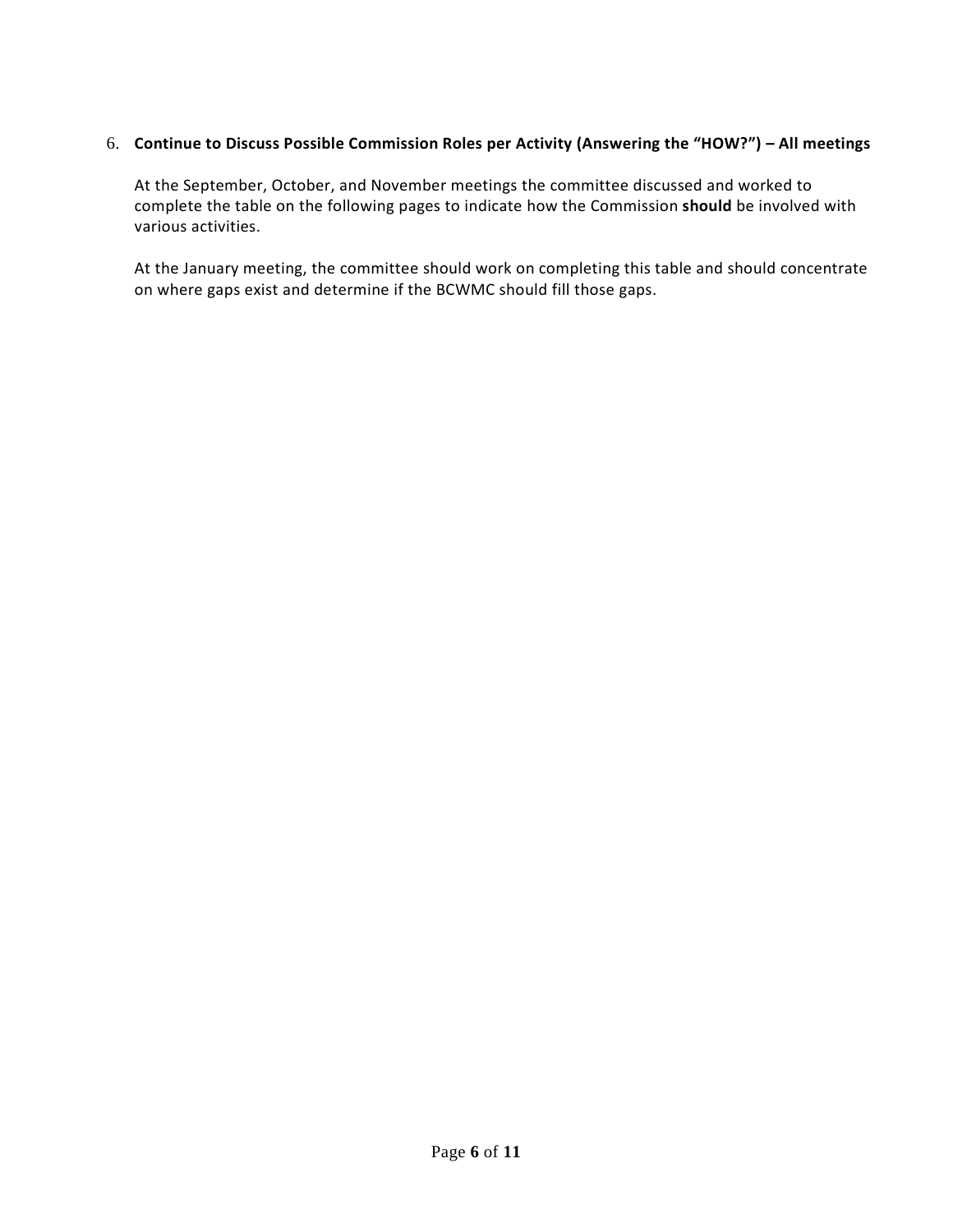6. **Continue to Discuss Possible Commission Roles per Activity (Answering the "HOW?") – All meetings**

   At the September, October, and November meetings the committee discussed and worked to complete the table on the following pages to indicate how the Commission **should** be involved with various activities.

   At the January meeting, the committee should work on completing this table and should concentrate on where gaps exist and determine if the BCWMC should fill those gaps.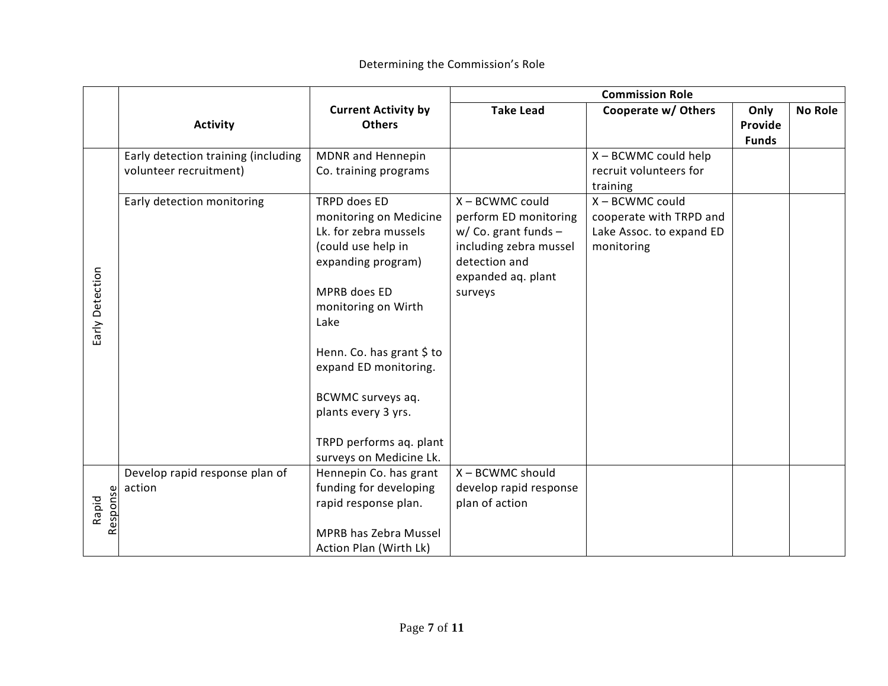Determining the Commission's Role

| | Activity | Current Activity by Others | Commission Role | | | |
|---|---|---|---|---|---|---|
| | | | Take Lead | Cooperate w/ Others | Only Provide Funds | No Role |
| Early Detection | Early detection training (including volunteer recruitment) | MDNR and Hennepin Co. training programs | | X – BCWMC could help recruit volunteers for training | | |
| Early Detection | Early detection monitoring | TRPD does ED monitoring on Medicine Lk. for zebra mussels (could use help in expanding program)<br><br>MPRB does ED monitoring on Wirth Lake<br><br>Henn. Co. has grant $ to expand ED monitoring.<br><br>BCWMC surveys aq. plants every 3 yrs.<br><br>TRPD performs aq. plant surveys on Medicine Lk. | X – BCWMC could perform ED monitoring w/ Co. grant funds – including zebra mussel detection and expanded aq. plant surveys | X – BCWMC could cooperate with TRPD and Lake Assoc. to expand ED monitoring | | |
| Rapid Response | Develop rapid response plan of action | Hennepin Co. has grant funding for developing rapid response plan.<br><br>MPRB has Zebra Mussel Action Plan (Wirth Lk) | X – BCWMC should develop rapid response plan of action | | | |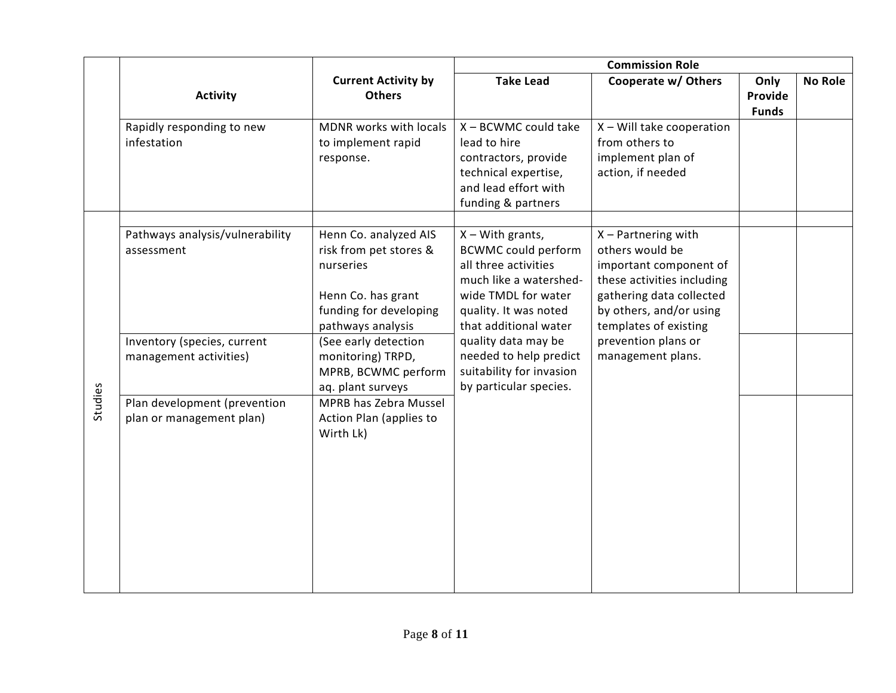| | Activity | Current Activity by Others | Commission Role | | | |
|---|---|---|---|---|---|---|
| | | | Take Lead | Cooperate w/ Others | Only Provide Funds | No Role |
| | Rapidly responding to new infestation | MDNR works with locals to implement rapid response. | X – BCWMC could take lead to hire contractors, provide technical expertise, and lead effort with funding & partners | X – Will take cooperation from others to implement plan of action, if needed | | |
| Studies | | | | | | |
| | Pathways analysis/vulnerability assessment | Henn Co. analyzed AIS risk from pet stores & nurseries<br><br>Henn Co. has grant funding for developing pathways analysis | X – With grants, BCWMC could perform all three activities much like a watershed-wide TMDL for water quality. It was noted that additional water quality data may be needed to help predict suitability for invasion by particular species. | X – Partnering with others would be important component of these activities including gathering data collected by others, and/or using templates of existing prevention plans or management plans. | | |
| | Inventory (species, current management activities) | (See early detection monitoring) TRPD, MPRB, BCWMC perform aq. plant surveys | | | | |
| | Plan development (prevention plan or management plan) | MPRB has Zebra Mussel Action Plan (applies to Wirth Lk) | | | | |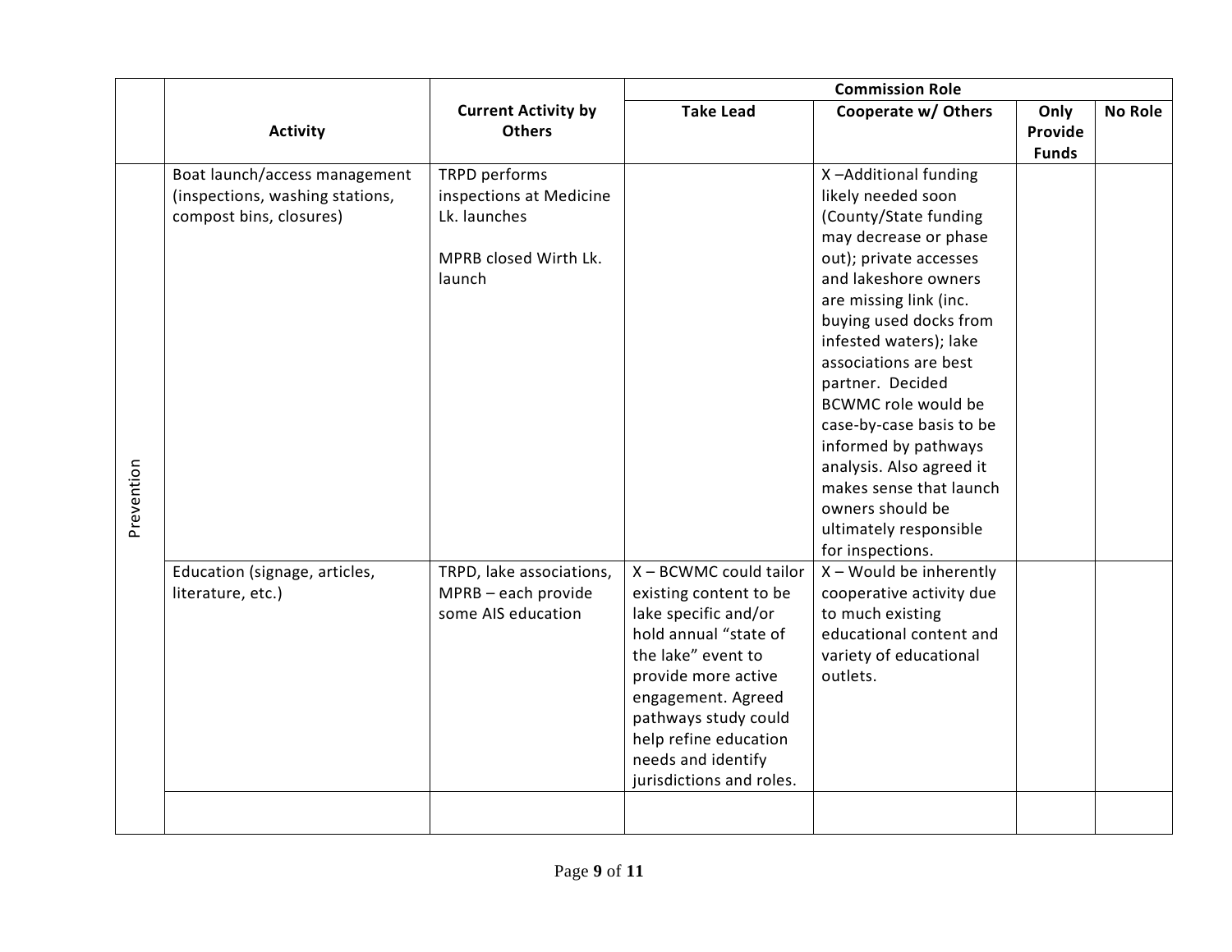| | Activity | Current Activity by Others | Commission Role | | | |
|---|---|---|---|---|---|---|
| | | | Take Lead | Cooperate w/ Others | Only Provide Funds | No Role |
| Prevention | Boat launch/access management (inspections, washing stations, compost bins, closures) | TRPD performs inspections at Medicine Lk. launches<br><br>MPRB closed Wirth Lk. launch | | X –Additional funding likely needed soon (County/State funding may decrease or phase out); private accesses and lakeshore owners are missing link (inc. buying used docks from infested waters); lake associations are best partner. Decided BCWMC role would be case-by-case basis to be informed by pathways analysis. Also agreed it makes sense that launch owners should be ultimately responsible for inspections. | | |
| | Education (signage, articles, literature, etc.) | TRPD, lake associations, MPRB – each provide some AIS education | X – BCWMC could tailor existing content to be lake specific and/or hold annual "state of the lake" event to provide more active engagement. Agreed pathways study could help refine education needs and identify jurisdictions and roles. | X – Would be inherently cooperative activity due to much existing educational content and variety of educational outlets. | | |
| | | | | | | |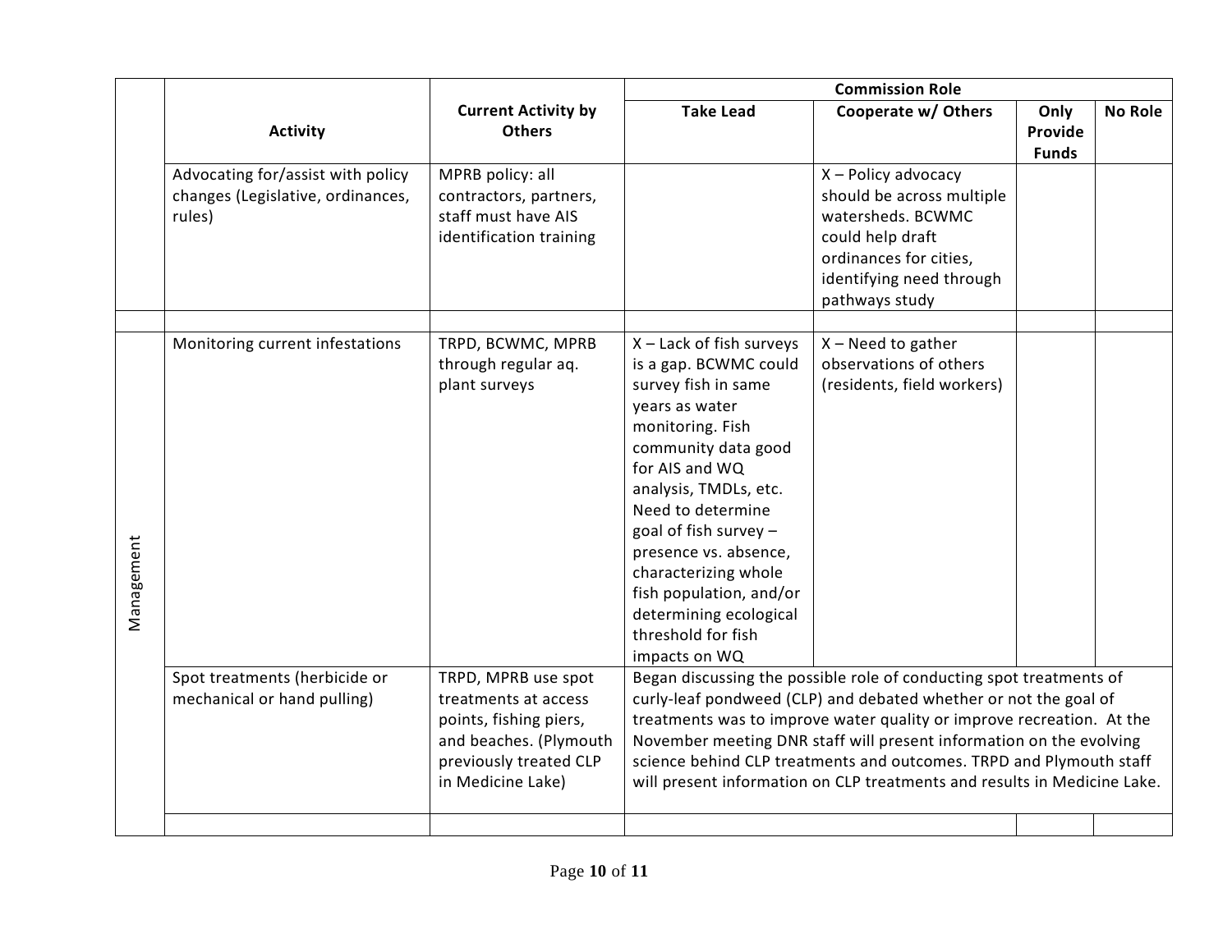| | Activity | Current Activity by Others | Commission Role | | | |
|---|---|---|---|---|---|---|
| | | | Take Lead | Cooperate w/ Others | Only Provide Funds | No Role |
| | Advocating for/assist with policy changes (Legislative, ordinances, rules) | MPRB policy: all contractors, partners, staff must have AIS identification training | | X – Policy advocacy should be across multiple watersheds. BCWMC could help draft ordinances for cities, identifying need through pathways study | | |
| | | | | | | |
| Management | Monitoring current infestations | TRPD, BCWMC, MPRB through regular aq. plant surveys | X – Lack of fish surveys is a gap. BCWMC could survey fish in same years as water monitoring. Fish community data good for AIS and WQ analysis, TMDLs, etc. Need to determine goal of fish survey – presence vs. absence, characterizing whole fish population, and/or determining ecological threshold for fish impacts on WQ | X – Need to gather observations of others (residents, field workers) | | |
| Management | Spot treatments (herbicide or mechanical or hand pulling) | TRPD, MPRB use spot treatments at access points, fishing piers, and beaches. (Plymouth previously treated CLP in Medicine Lake) | Began discussing the possible role of conducting spot treatments of curly-leaf pondweed (CLP) and debated whether or not the goal of treatments was to improve water quality or improve recreation. At the November meeting DNR staff will present information on the evolving science behind CLP treatments and outcomes. TRPD and Plymouth staff will present information on CLP treatments and results in Medicine Lake. | | | |
| Management | | | | | | |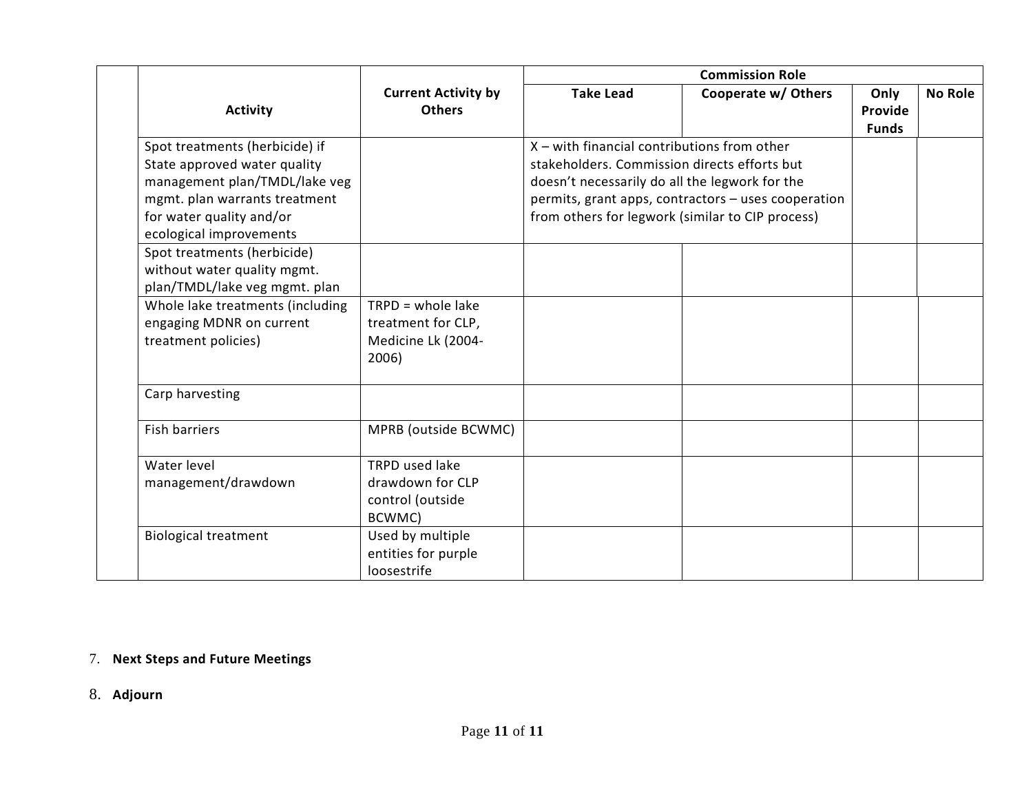| | Activity | Current Activity by Others | Commission Role | | | |
|---|---|---|---|---|---|---|
| | | | Take Lead | Cooperate w/ Others | Only Provide Funds | No Role |
| | Spot treatments (herbicide) if State approved water quality management plan/TMDL/lake veg mgmt. plan warrants treatment for water quality and/or ecological improvements | | X – with financial contributions from other stakeholders. Commission directs efforts but doesn't necessarily do all the legwork for the permits, grant apps, contractors – uses cooperation from others for legwork (similar to CIP process) | | | |
| | Spot treatments (herbicide) without water quality mgmt. plan/TMDL/lake veg mgmt. plan | | | | | |
| | Whole lake treatments (including engaging MDNR on current treatment policies) | TRPD = whole lake treatment for CLP, Medicine Lk (2004-2006) | | | | |
| | Carp harvesting | | | | | |
| | Fish barriers | MPRB (outside BCWMC) | | | | |
| | Water level management/drawdown | TRPD used lake drawdown for CLP control (outside BCWMC) | | | | |
| | Biological treatment | Used by multiple entities for purple loosestrife | | | | |

7. **Next Steps and Future Meetings**

8. **Adjourn**